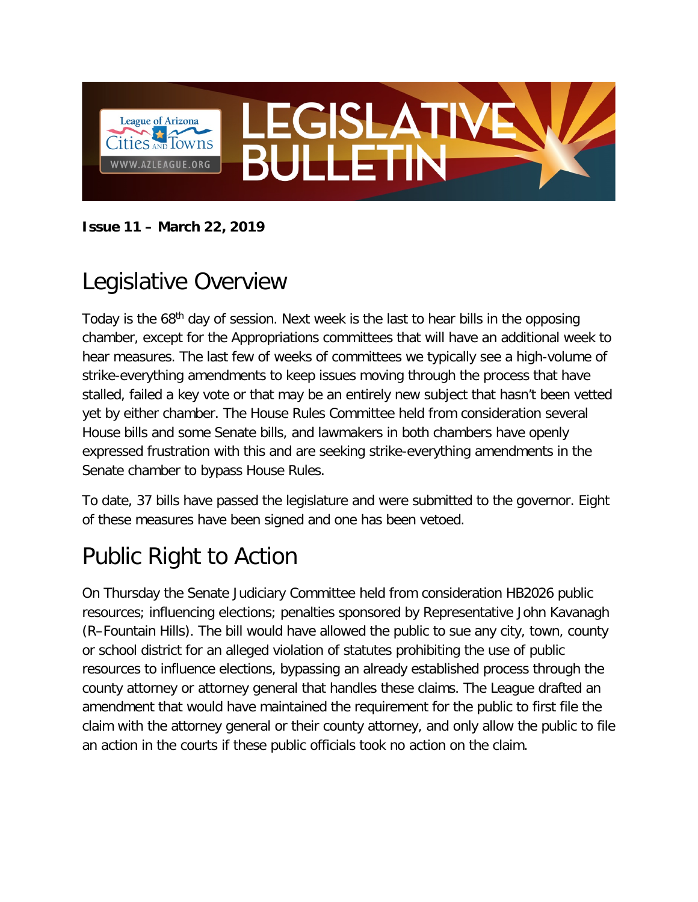# LEGISLATIVE BULLETIN

League of Arizona Cities and Towns
WWW.AZLEAGUE.ORG

**Issue 11 – March 22, 2019**

## Legislative Overview

Today is the 68th day of session. Next week is the last to hear bills in the opposing chamber, except for the Appropriations committees that will have an additional week to hear measures. The last few of weeks of committees we typically see a high-volume of strike-everything amendments to keep issues moving through the process that have stalled, failed a key vote or that may be an entirely new subject that hasn't been vetted yet by either chamber. The House Rules Committee held from consideration several House bills and some Senate bills, and lawmakers in both chambers have openly expressed frustration with this and are seeking strike-everything amendments in the Senate chamber to bypass House Rules.

To date, 37 bills have passed the legislature and were submitted to the governor. Eight of these measures have been signed and one has been vetoed.

## Public Right to Action

On Thursday the Senate Judiciary Committee held from consideration HB2026 public resources; influencing elections; penalties sponsored by Representative John Kavanagh (R–Fountain Hills). The bill would have allowed the public to sue any city, town, county or school district for an alleged violation of statutes prohibiting the use of public resources to influence elections, bypassing an already established process through the county attorney or attorney general that handles these claims. The League drafted an amendment that would have maintained the requirement for the public to first file the claim with the attorney general or their county attorney, and only allow the public to file an action in the courts if these public officials took no action on the claim.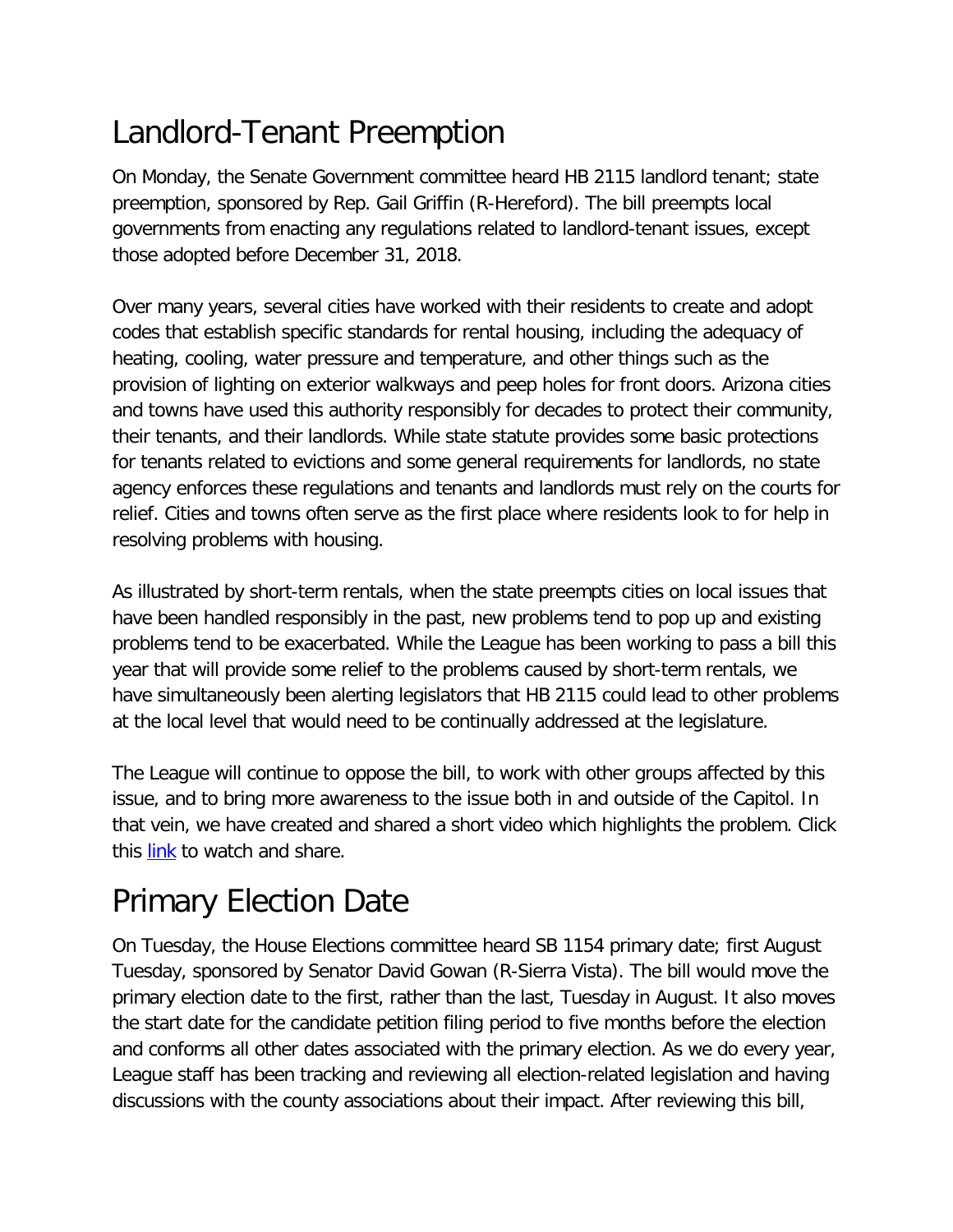# Landlord-Tenant Preemption

On Monday, the Senate Government committee heard HB 2115 landlord tenant; state preemption, sponsored by Rep. Gail Griffin (R-Hereford). The bill preempts local governments from enacting any regulations related to landlord-tenant issues, except those adopted before December 31, 2018.

Over many years, several cities have worked with their residents to create and adopt codes that establish specific standards for rental housing, including the adequacy of heating, cooling, water pressure and temperature, and other things such as the provision of lighting on exterior walkways and peep holes for front doors. Arizona cities and towns have used this authority responsibly for decades to protect their community, their tenants, and their landlords. While state statute provides some basic protections for tenants related to evictions and some general requirements for landlords, no state agency enforces these regulations and tenants and landlords must rely on the courts for relief. Cities and towns often serve as the first place where residents look to for help in resolving problems with housing.

As illustrated by short-term rentals, when the state preempts cities on local issues that have been handled responsibly in the past, new problems tend to pop up and existing problems tend to be exacerbated. While the League has been working to pass a bill this year that will provide some relief to the problems caused by short-term rentals, we have simultaneously been alerting legislators that HB 2115 could lead to other problems at the local level that would need to be continually addressed at the legislature.

The League will continue to oppose the bill, to work with other groups affected by this issue, and to bring more awareness to the issue both in and outside of the Capitol. In that vein, we have created and shared a short video which highlights the problem. Click this link to watch and share.

# Primary Election Date

On Tuesday, the House Elections committee heard SB 1154 primary date; first August Tuesday, sponsored by Senator David Gowan (R-Sierra Vista). The bill would move the primary election date to the first, rather than the last, Tuesday in August. It also moves the start date for the candidate petition filing period to five months before the election and conforms all other dates associated with the primary election. As we do every year, League staff has been tracking and reviewing all election-related legislation and having discussions with the county associations about their impact. After reviewing this bill,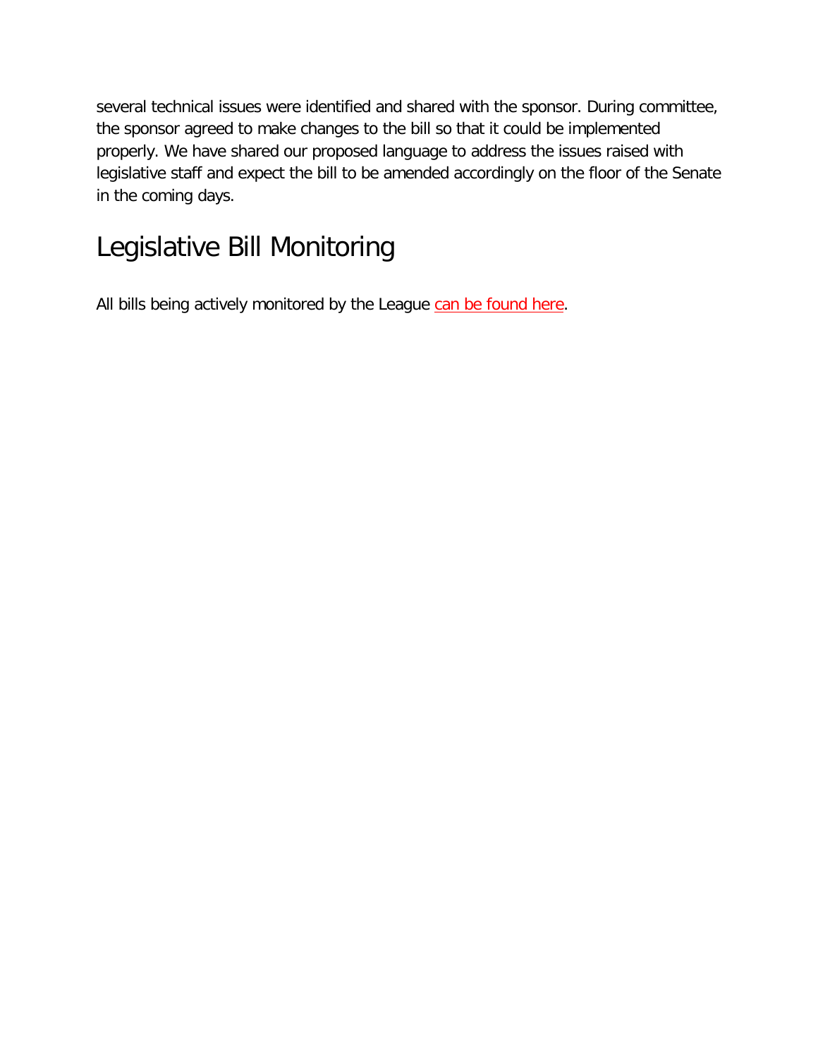several technical issues were identified and shared with the sponsor. During committee, the sponsor agreed to make changes to the bill so that it could be implemented properly. We have shared our proposed language to address the issues raised with legislative staff and expect the bill to be amended accordingly on the floor of the Senate in the coming days.

# Legislative Bill Monitoring

All bills being actively monitored by the League can be found here.